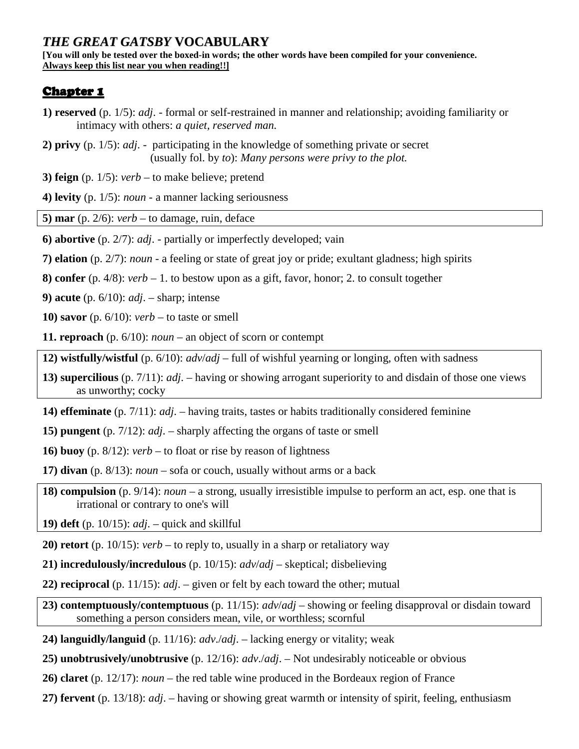# *THE GREAT GATSBY* VOCABULARY

**[You will only be tested over the boxed-in words; the other words have been compiled for your convenience.**
**<u>Always keep this list near you when reading!!]</u>**

## Chapter 1

**1) reserved** (p. 1/5): *adj*. - formal or self-restrained in manner and relationship; avoiding familiarity or intimacy with others: *a quiet, reserved man.*

**2) privy** (p. 1/5): *adj*. - participating in the knowledge of something private or secret (usually fol. by *to*): *Many persons were privy to the plot.*

**3) feign** (p. 1/5): *verb* – to make believe; pretend

**4) levity** (p. 1/5): *noun* - a manner lacking seriousness

**5) mar** (p. 2/6): *verb* – to damage, ruin, deface

**6) abortive** (p. 2/7): *adj*. - partially or imperfectly developed; vain

**7) elation** (p. 2/7): *noun* - a feeling or state of great joy or pride; exultant gladness; high spirits

**8) confer** (p. 4/8): *verb* – 1. to bestow upon as a gift, favor, honor; 2. to consult together

**9) acute** (p. 6/10): *adj*. – sharp; intense

**10) savor** (p. 6/10): *verb* – to taste or smell

**11. reproach** (p. 6/10): *noun* – an object of scorn or contempt

**12) wistfully/wistful** (p. 6/10): *adv*/*adj* – full of wishful yearning or longing, often with sadness

**13) supercilious** (p. 7/11): *adj*. – having or showing arrogant superiority to and disdain of those one views as unworthy; cocky

**14) effeminate** (p. 7/11): *adj*. – having traits, tastes or habits traditionally considered feminine

**15) pungent** (p. 7/12): *adj*. – sharply affecting the organs of taste or smell

**16) buoy** (p. 8/12): *verb* – to float or rise by reason of lightness

**17) divan** (p. 8/13): *noun* – sofa or couch, usually without arms or a back

**18) compulsion** (p. 9/14): *noun* – a strong, usually irresistible impulse to perform an act, esp. one that is irrational or contrary to one's will

**19) deft** (p. 10/15): *adj*. – quick and skillful

**20) retort** (p. 10/15): *verb* – to reply to, usually in a sharp or retaliatory way

**21) incredulously/incredulous** (p. 10/15): *adv*/*adj* – skeptical; disbelieving

**22) reciprocal** (p. 11/15): *adj*. – given or felt by each toward the other; mutual

**23) contemptuously/contemptuous** (p. 11/15): *adv*/*adj* – showing or feeling disapproval or disdain toward something a person considers mean, vile, or worthless; scornful

**24) languidly/languid** (p. 11/16): *adv*./*adj*. – lacking energy or vitality; weak

**25) unobtrusively/unobtrusive** (p. 12/16): *adv*./*adj*. – Not undesirably noticeable or obvious

**26) claret** (p. 12/17): *noun* – the red table wine produced in the Bordeaux region of France

**27) fervent** (p. 13/18): *adj*. – having or showing great warmth or intensity of spirit, feeling, enthusiasm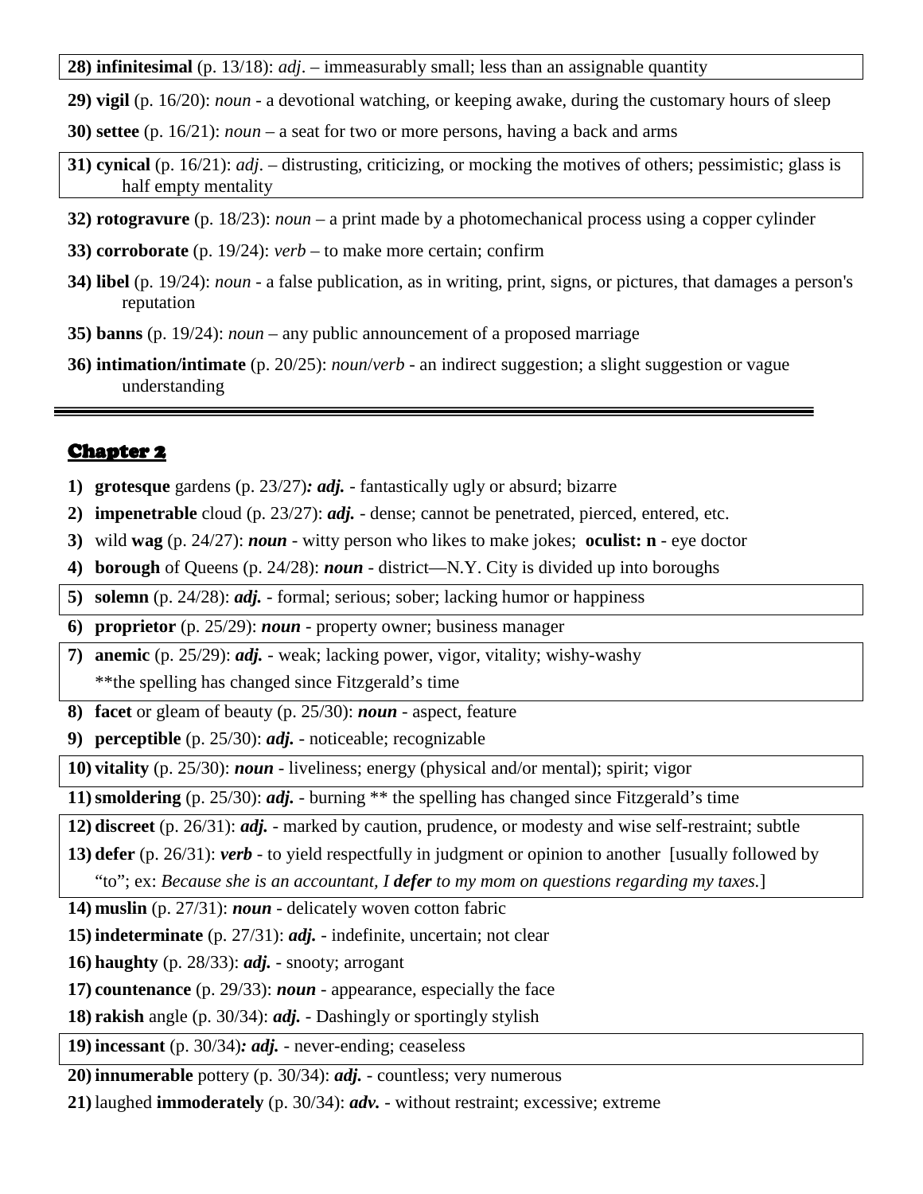**28) infinitesimal** (p. 13/18): *adj*. – immeasurably small; less than an assignable quantity

**29) vigil** (p. 16/20): *noun* - a devotional watching, or keeping awake, during the customary hours of sleep

**30) settee** (p. 16/21): *noun* – a seat for two or more persons, having a back and arms

**31) cynical** (p. 16/21): *adj*. – distrusting, criticizing, or mocking the motives of others; pessimistic; glass is half empty mentality

**32) rotogravure** (p. 18/23): *noun* – a print made by a photomechanical process using a copper cylinder

**33) corroborate** (p. 19/24): *verb* – to make more certain; confirm

**34) libel** (p. 19/24): *noun* - a false publication, as in writing, print, signs, or pictures, that damages a person's reputation

**35) banns** (p. 19/24): *noun* – any public announcement of a proposed marriage

**36) intimation/intimate** (p. 20/25): *noun*/*verb* - an indirect suggestion; a slight suggestion or vague understanding

---

## Chapter 2

1) **grotesque** gardens (p. 23/27)***: adj.*** - fantastically ugly or absurd; bizarre
2) **impenetrable** cloud (p. 23/27): ***adj.*** - dense; cannot be penetrated, pierced, entered, etc.
3) wild **wag** (p. 24/27): ***noun*** - witty person who likes to make jokes; **oculist: n** - eye doctor
4) **borough** of Queens (p. 24/28): ***noun*** - district—N.Y. City is divided up into boroughs
5) **solemn** (p. 24/28): ***adj.*** - formal; serious; sober; lacking humor or happiness
6) **proprietor** (p. 25/29): ***noun*** - property owner; business manager
7) **anemic** (p. 25/29): ***adj.*** - weak; lacking power, vigor, vitality; wishy-washy
   **the spelling has changed since Fitzgerald's time
8) **facet** or gleam of beauty (p. 25/30): ***noun*** - aspect, feature
9) **perceptible** (p. 25/30): ***adj.*** - noticeable; recognizable
10) **vitality** (p. 25/30): ***noun*** - liveliness; energy (physical and/or mental); spirit; vigor
11) **smoldering** (p. 25/30): ***adj.*** - burning ** the spelling has changed since Fitzgerald's time
12) **discreet** (p. 26/31): ***adj.*** - marked by caution, prudence, or modesty and wise self-restraint; subtle
13) **defer** (p. 26/31): ***verb*** - to yield respectfully in judgment or opinion to another [usually followed by "to"; ex: *Because she is an accountant, I **defer** to my mom on questions regarding my taxes.*]
14) **muslin** (p. 27/31): ***noun*** - delicately woven cotton fabric
15) **indeterminate** (p. 27/31): ***adj.*** - indefinite, uncertain; not clear
16) **haughty** (p. 28/33): ***adj.*** - snooty; arrogant
17) **countenance** (p. 29/33): ***noun*** - appearance, especially the face
18) **rakish** angle (p. 30/34): ***adj.*** - Dashingly or sportingly stylish
19) **incessant** (p. 30/34)***: adj.*** - never-ending; ceaseless
20) **innumerable** pottery (p. 30/34): ***adj.*** - countless; very numerous
21) laughed **immoderately** (p. 30/34): ***adv.*** - without restraint; excessive; extreme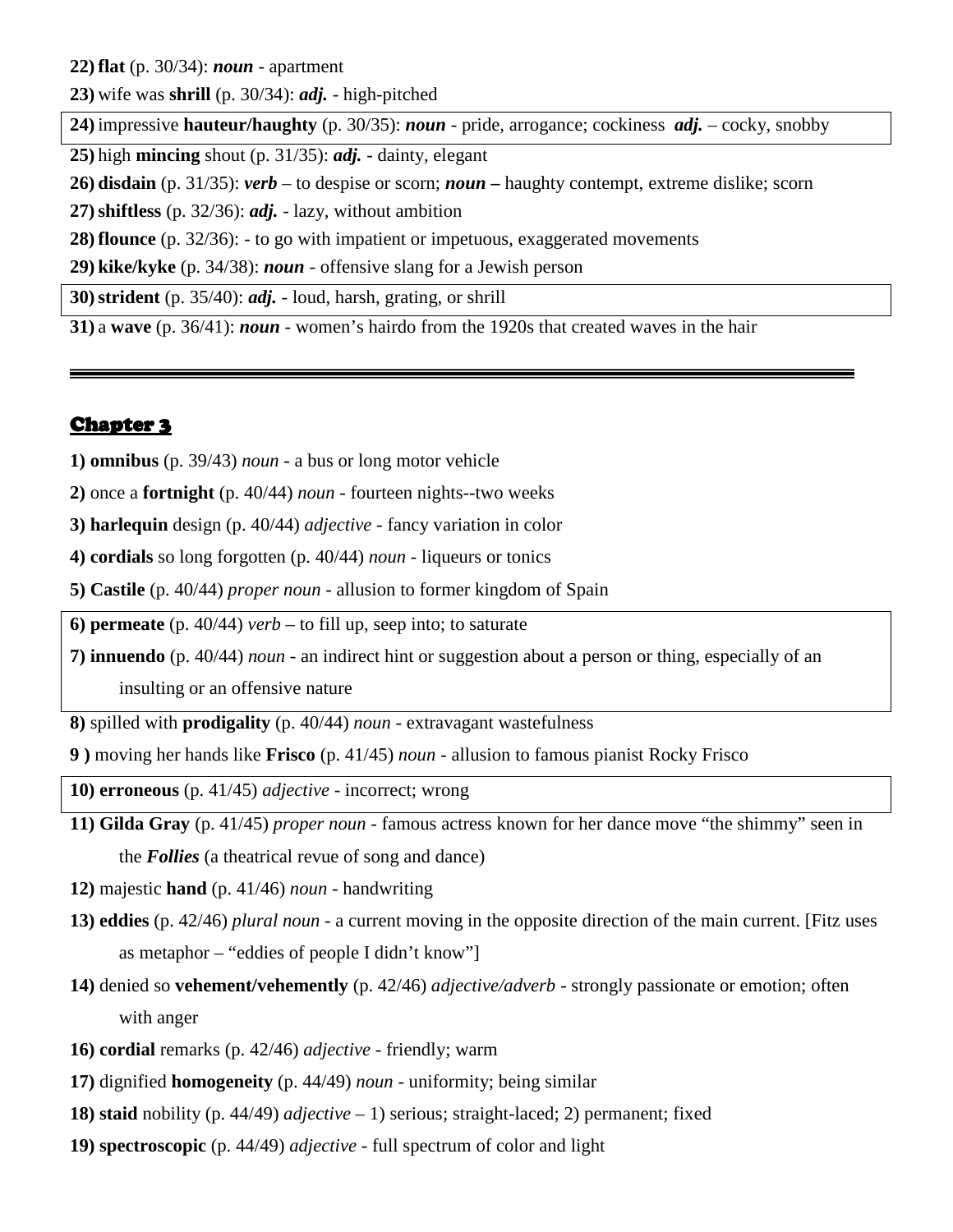**22)** **flat** (p. 30/34): ***noun*** - apartment

**23)** wife was **shrill** (p. 30/34): ***adj.*** - high-pitched

**24)** impressive **hauteur/haughty** (p. 30/35): ***noun*** - pride, arrogance; cockiness ***adj.*** – cocky, snobby

**25)** high **mincing** shout (p. 31/35): ***adj.*** - dainty, elegant

**26)** **disdain** (p. 31/35): ***verb*** – to despise or scorn; ***noun*** **–** haughty contempt, extreme dislike; scorn

**27)** **shiftless** (p. 32/36): ***adj.*** - lazy, without ambition

**28)** **flounce** (p. 32/36): - to go with impatient or impetuous, exaggerated movements

**29)** **kike/kyke** (p. 34/38): ***noun*** - offensive slang for a Jewish person

**30)** **strident** (p. 35/40): ***adj.*** - loud, harsh, grating, or shrill

**31)** a **wave** (p. 36/41): ***noun*** - women's hairdo from the 1920s that created waves in the hair

---

## Chapter 3

**1) omnibus** (p. 39/43) *noun* - a bus or long motor vehicle

**2)** once a **fortnight** (p. 40/44) *noun* - fourteen nights--two weeks

**3) harlequin** design (p. 40/44) *adjective* - fancy variation in color

**4) cordials** so long forgotten (p. 40/44) *noun* - liqueurs or tonics

**5) Castile** (p. 40/44) *proper noun* - allusion to former kingdom of Spain

**6) permeate** (p. 40/44) *verb* – to fill up, seep into; to saturate

**7) innuendo** (p. 40/44) *noun* - an indirect hint or suggestion about a person or thing, especially of an insulting or an offensive nature

**8)** spilled with **prodigality** (p. 40/44) *noun* - extravagant wastefulness

**9 )** moving her hands like **Frisco** (p. 41/45) *noun* - allusion to famous pianist Rocky Frisco

**10) erroneous** (p. 41/45) *adjective* - incorrect; wrong

**11) Gilda Gray** (p. 41/45) *proper noun* - famous actress known for her dance move "the shimmy" seen in the ***Follies*** (a theatrical revue of song and dance)

**12)** majestic **hand** (p. 41/46) *noun* - handwriting

**13) eddies** (p. 42/46) *plural noun* - a current moving in the opposite direction of the main current. [Fitz uses as metaphor – "eddies of people I didn't know"]

**14)** denied so **vehement/vehemently** (p. 42/46) *adjective/adverb* - strongly passionate or emotion; often with anger

**16) cordial** remarks (p. 42/46) *adjective* - friendly; warm

**17)** dignified **homogeneity** (p. 44/49) *noun* - uniformity; being similar

**18) staid** nobility (p. 44/49) *adjective* – 1) serious; straight-laced; 2) permanent; fixed

**19) spectroscopic** (p. 44/49) *adjective* - full spectrum of color and light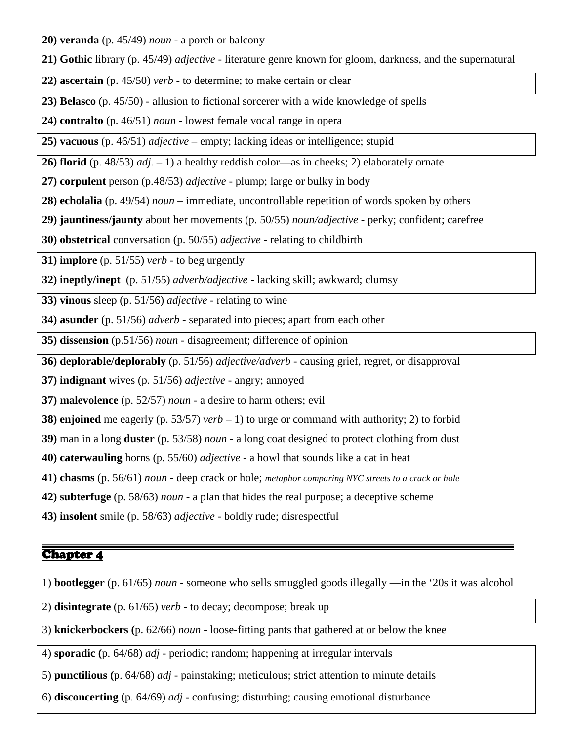**20) veranda** (p. 45/49) *noun* - a porch or balcony

**21) Gothic** library (p. 45/49) *adjective* - literature genre known for gloom, darkness, and the supernatural

**22) ascertain** (p. 45/50) *verb* - to determine; to make certain or clear

**23) Belasco** (p. 45/50) - allusion to fictional sorcerer with a wide knowledge of spells

**24) contralto** (p. 46/51) *noun* - lowest female vocal range in opera

**25) vacuous** (p. 46/51) *adjective* – empty; lacking ideas or intelligence; stupid

**26) florid** (p. 48/53) *adj.* – 1) a healthy reddish color—as in cheeks; 2) elaborately ornate

**27) corpulent** person (p.48/53) *adjective* - plump; large or bulky in body

**28) echolalia** (p. 49/54) *noun* – immediate, uncontrollable repetition of words spoken by others

**29) jauntiness/jaunty** about her movements (p. 50/55) *noun/adjective* - perky; confident; carefree

**30) obstetrical** conversation (p. 50/55) *adjective* - relating to childbirth

**31) implore** (p. 51/55) *verb* - to beg urgently

**32) ineptly/inept** (p. 51/55) *adverb/adjective* - lacking skill; awkward; clumsy

**33) vinous** sleep (p. 51/56) *adjective* - relating to wine

**34) asunder** (p. 51/56) *adverb* - separated into pieces; apart from each other

**35) dissension** (p.51/56) *noun* - disagreement; difference of opinion

**36) deplorable/deplorably** (p. 51/56) *adjective/adverb* - causing grief, regret, or disapproval

**37) indignant** wives (p. 51/56) *adjective* - angry; annoyed

**37) malevolence** (p. 52/57) *noun* - a desire to harm others; evil

**38) enjoined** me eagerly (p. 53/57) *verb* – 1) to urge or command with authority; 2) to forbid

**39)** man in a long **duster** (p. 53/58) *noun* - a long coat designed to protect clothing from dust

**40) caterwauling** horns (p. 55/60) *adjective* - a howl that sounds like a cat in heat

**41) chasms** (p. 56/61) *noun* - deep crack or hole; *metaphor comparing NYC streets to a crack or hole*

**42) subterfuge** (p. 58/63) *noun* - a plan that hides the real purpose; a deceptive scheme

**43) insolent** smile (p. 58/63) *adjective* - boldly rude; disrespectful

## Chapter 4

1) **bootlegger** (p. 61/65) *noun* - someone who sells smuggled goods illegally —in the '20s it was alcohol

2) **disintegrate** (p. 61/65) *verb* - to decay; decompose; break up

3) **knickerbockers (**p. 62/66) *noun* - loose-fitting pants that gathered at or below the knee

4) **sporadic (**p. 64/68) *adj* - periodic; random; happening at irregular intervals

5) **punctilious (**p. 64/68) *adj* - painstaking; meticulous; strict attention to minute details

6) **disconcerting (**p. 64/69) *adj* - confusing; disturbing; causing emotional disturbance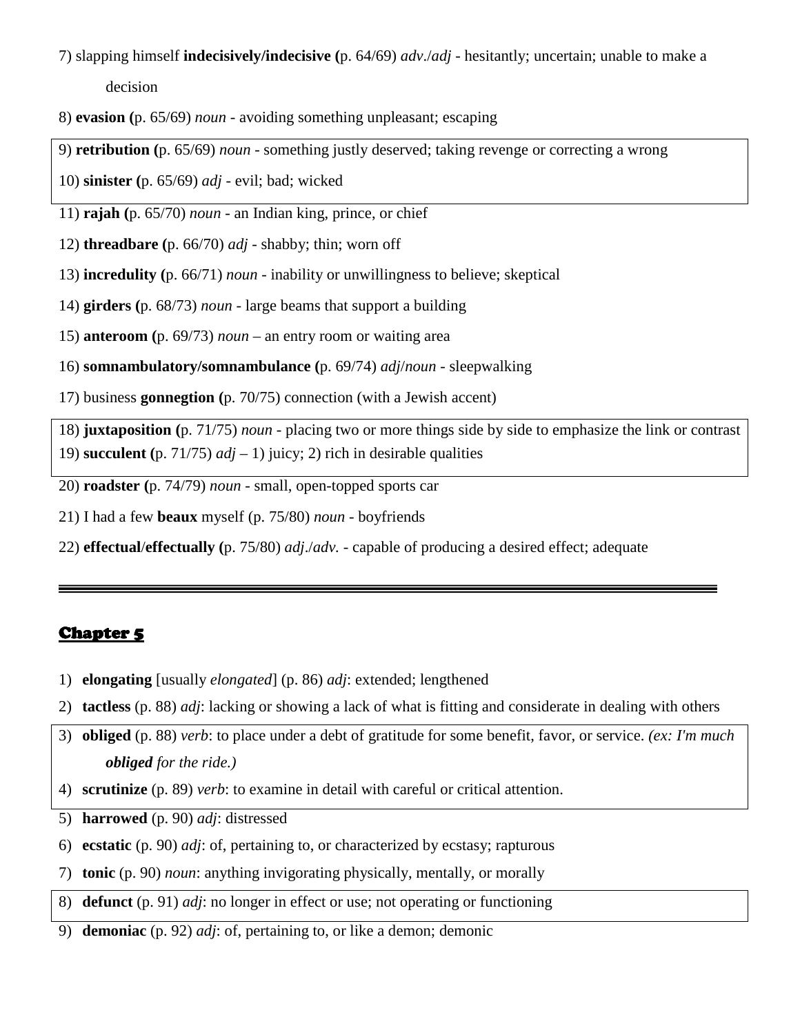7) slapping himself **indecisively/indecisive (**p. 64/69) *adv*./*adj* - hesitantly; uncertain; unable to make a decision

8) **evasion (**p. 65/69) *noun* - avoiding something unpleasant; escaping

9) **retribution (**p. 65/69) *noun* - something justly deserved; taking revenge or correcting a wrong

10) **sinister (**p. 65/69) *adj* - evil; bad; wicked

11) **rajah (**p. 65/70) *noun* - an Indian king, prince, or chief

12) **threadbare (**p. 66/70) *adj* - shabby; thin; worn off

13) **incredulity (**p. 66/71) *noun* - inability or unwillingness to believe; skeptical

14) **girders (**p. 68/73) *noun* - large beams that support a building

15) **anteroom (**p. 69/73) *noun* – an entry room or waiting area

16) **somnambulatory/somnambulance (**p. 69/74) *adj*/*noun* - sleepwalking

17) business **gonnegtion (**p. 70/75) connection (with a Jewish accent)

18) **juxtaposition (**p. 71/75) *noun* - placing two or more things side by side to emphasize the link or contrast

19) **succulent (**p. 71/75) *adj* – 1) juicy; 2) rich in desirable qualities

20) **roadster (**p. 74/79) *noun* - small, open-topped sports car

21) I had a few **beaux** myself (p. 75/80) *noun* - boyfriends

22) **effectual**/**effectually (**p. 75/80) *adj*./*adv.* - capable of producing a desired effect; adequate

---

## Chapter 5

1) **elongating** [usually *elongated*] (p. 86) *adj*: extended; lengthened
2) **tactless** (p. 88) *adj*: lacking or showing a lack of what is fitting and considerate in dealing with others
3) **obliged** (p. 88) *verb*: to place under a debt of gratitude for some benefit, favor, or service. *(ex: I'm much **obliged** for the ride.)*
4) **scrutinize** (p. 89) *verb*: to examine in detail with careful or critical attention.
5) **harrowed** (p. 90) *adj*: distressed
6) **ecstatic** (p. 90) *adj*: of, pertaining to, or characterized by ecstasy; rapturous
7) **tonic** (p. 90) *noun*: anything invigorating physically, mentally, or morally
8) **defunct** (p. 91) *adj*: no longer in effect or use; not operating or functioning
9) **demoniac** (p. 92) *adj*: of, pertaining to, or like a demon; demonic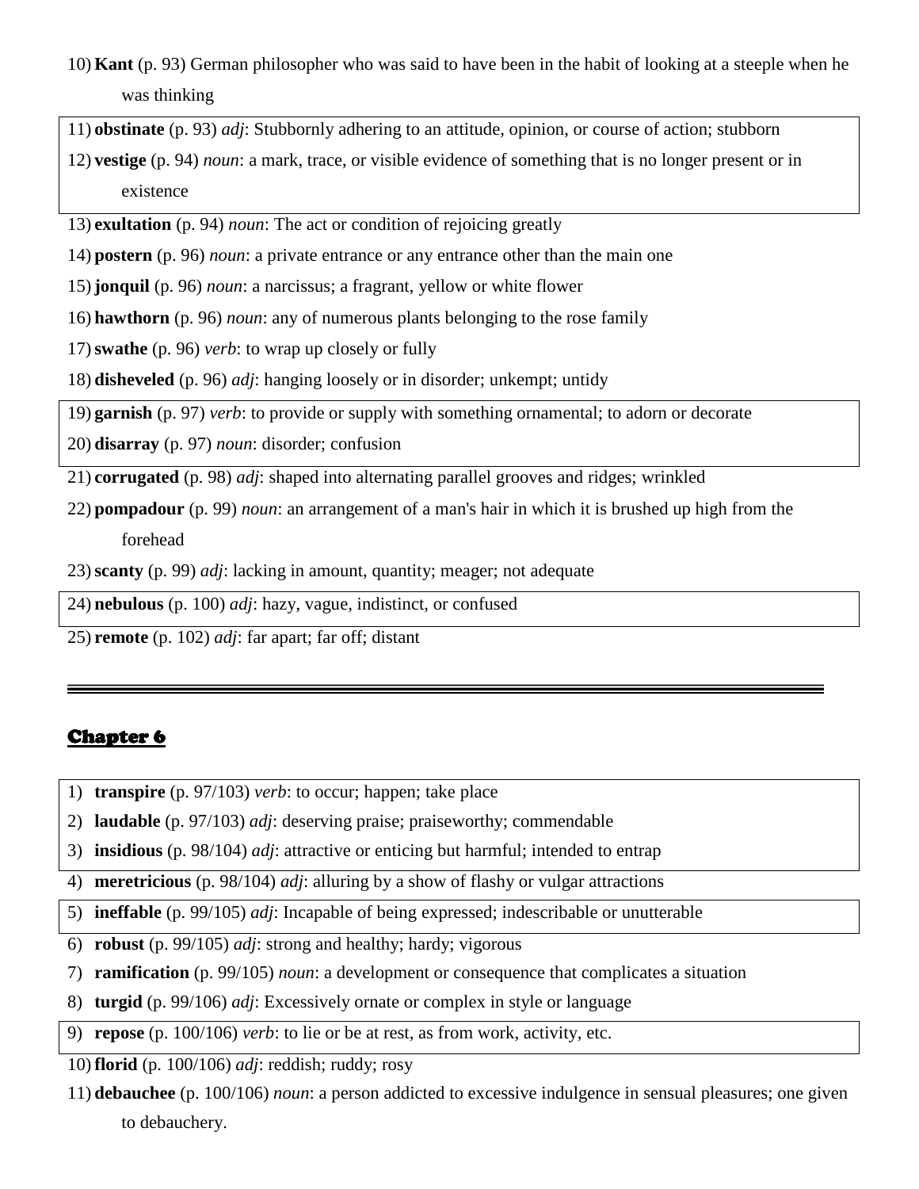10) **Kant** (p. 93) German philosopher who was said to have been in the habit of looking at a steeple when he was thinking
11) **obstinate** (p. 93) *adj*: Stubbornly adhering to an attitude, opinion, or course of action; stubborn
12) **vestige** (p. 94) *noun*: a mark, trace, or visible evidence of something that is no longer present or in existence
13) **exultation** (p. 94) *noun*: The act or condition of rejoicing greatly
14) **postern** (p. 96) *noun*: a private entrance or any entrance other than the main one
15) **jonquil** (p. 96) *noun*: a narcissus; a fragrant, yellow or white flower
16) **hawthorn** (p. 96) *noun*: any of numerous plants belonging to the rose family
17) **swathe** (p. 96) *verb*: to wrap up closely or fully
18) **disheveled** (p. 96) *adj*: hanging loosely or in disorder; unkempt; untidy
19) **garnish** (p. 97) *verb*: to provide or supply with something ornamental; to adorn or decorate
20) **disarray** (p. 97) *noun*: disorder; confusion
21) **corrugated** (p. 98) *adj*: shaped into alternating parallel grooves and ridges; wrinkled
22) **pompadour** (p. 99) *noun*: an arrangement of a man's hair in which it is brushed up high from the forehead
23) **scanty** (p. 99) *adj*: lacking in amount, quantity; meager; not adequate
24) **nebulous** (p. 100) *adj*: hazy, vague, indistinct, or confused
25) **remote** (p. 102) *adj*: far apart; far off; distant

---

## Chapter 6

1) **transpire** (p. 97/103) *verb*: to occur; happen; take place
2) **laudable** (p. 97/103) *adj*: deserving praise; praiseworthy; commendable
3) **insidious** (p. 98/104) *adj*: attractive or enticing but harmful; intended to entrap
4) **meretricious** (p. 98/104) *adj*: alluring by a show of flashy or vulgar attractions
5) **ineffable** (p. 99/105) *adj*: Incapable of being expressed; indescribable or unutterable
6) **robust** (p. 99/105) *adj*: strong and healthy; hardy; vigorous
7) **ramification** (p. 99/105) *noun*: a development or consequence that complicates a situation
8) **turgid** (p. 99/106) *adj*: Excessively ornate or complex in style or language
9) **repose** (p. 100/106) *verb*: to lie or be at rest, as from work, activity, etc.
10) **florid** (p. 100/106) *adj*: reddish; ruddy; rosy
11) **debauchee** (p. 100/106) *noun*: a person addicted to excessive indulgence in sensual pleasures; one given to debauchery.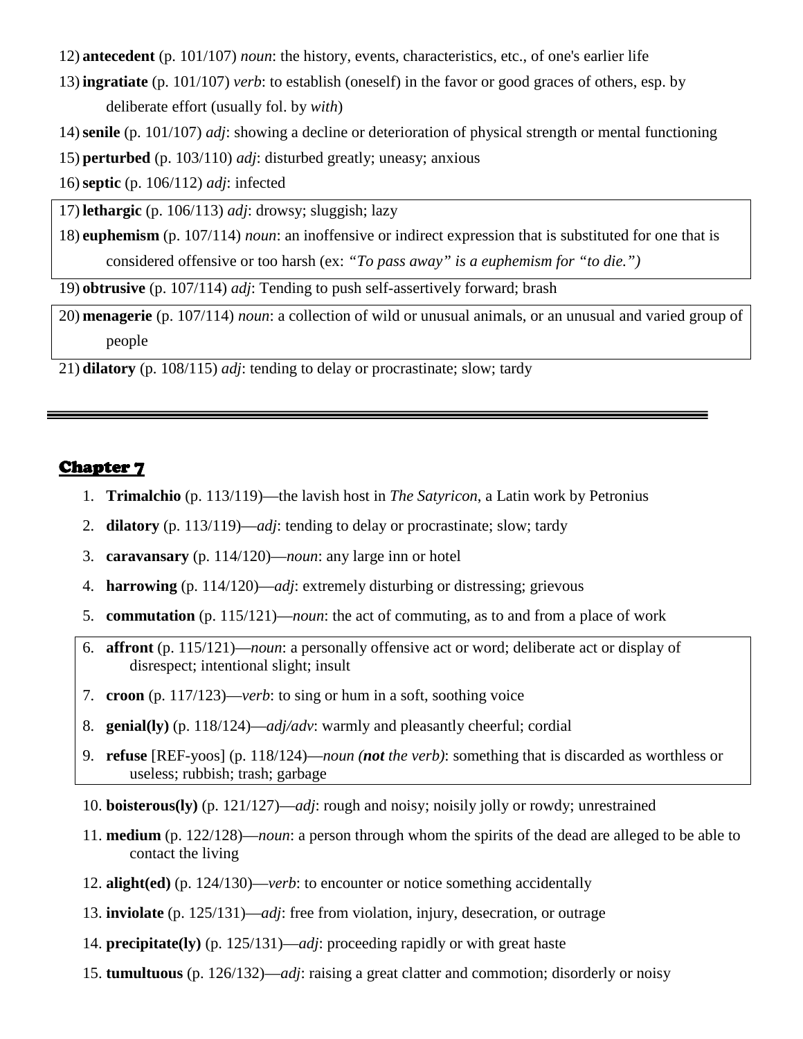12) **antecedent** (p. 101/107) *noun*: the history, events, characteristics, etc., of one's earlier life
13) **ingratiate** (p. 101/107) *verb*: to establish (oneself) in the favor or good graces of others, esp. by deliberate effort (usually fol. by *with*)
14) **senile** (p. 101/107) *adj*: showing a decline or deterioration of physical strength or mental functioning
15) **perturbed** (p. 103/110) *adj*: disturbed greatly; uneasy; anxious
16) **septic** (p. 106/112) *adj*: infected
17) **lethargic** (p. 106/113) *adj*: drowsy; sluggish; lazy
18) **euphemism** (p. 107/114) *noun*: an inoffensive or indirect expression that is substituted for one that is considered offensive or too harsh (ex: *"To pass away" is a euphemism for "to die."*)
19) **obtrusive** (p. 107/114) *adj*: Tending to push self-assertively forward; brash
20) **menagerie** (p. 107/114) *noun*: a collection of wild or unusual animals, or an unusual and varied group of people
21) **dilatory** (p. 108/115) *adj*: tending to delay or procrastinate; slow; tardy

---

## Chapter 7

1. **Trimalchio** (p. 113/119)—the lavish host in *The Satyricon*, a Latin work by Petronius
2. **dilatory** (p. 113/119)—*adj*: tending to delay or procrastinate; slow; tardy
3. **caravansary** (p. 114/120)—*noun*: any large inn or hotel
4. **harrowing** (p. 114/120)—*adj*: extremely disturbing or distressing; grievous
5. **commutation** (p. 115/121)—*noun*: the act of commuting, as to and from a place of work
6. **affront** (p. 115/121)—*noun*: a personally offensive act or word; deliberate act or display of disrespect; intentional slight; insult
7. **croon** (p. 117/123)—*verb*: to sing or hum in a soft, soothing voice
8. **genial(ly)** (p. 118/124)—*adj/adv*: warmly and pleasantly cheerful; cordial
9. **refuse** [REF-yoos] (p. 118/124)—*noun (**not** the verb)*: something that is discarded as worthless or useless; rubbish; trash; garbage
10. **boisterous(ly)** (p. 121/127)—*adj*: rough and noisy; noisily jolly or rowdy; unrestrained
11. **medium** (p. 122/128)—*noun*: a person through whom the spirits of the dead are alleged to be able to contact the living
12. **alight(ed)** (p. 124/130)—*verb*: to encounter or notice something accidentally
13. **inviolate** (p. 125/131)—*adj*: free from violation, injury, desecration, or outrage
14. **precipitate(ly)** (p. 125/131)—*adj*: proceeding rapidly or with great haste
15. **tumultuous** (p. 126/132)—*adj*: raising a great clatter and commotion; disorderly or noisy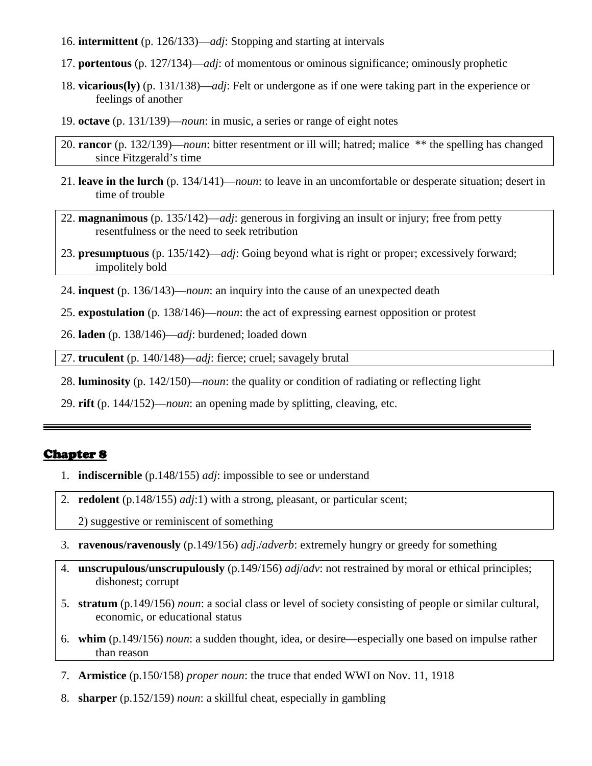16. **intermittent** (p. 126/133)—*adj*: Stopping and starting at intervals

17. **portentous** (p. 127/134)—*adj*: of momentous or ominous significance; ominously prophetic

18. **vicarious(ly)** (p. 131/138)—*adj*: Felt or undergone as if one were taking part in the experience or feelings of another

19. **octave** (p. 131/139)—*noun*: in music, a series or range of eight notes

20. **rancor** (p. 132/139)—*noun*: bitter resentment or ill will; hatred; malice ** the spelling has changed since Fitzgerald's time

21. **leave in the lurch** (p. 134/141)—*noun*: to leave in an uncomfortable or desperate situation; desert in time of trouble

22. **magnanimous** (p. 135/142)—*adj*: generous in forgiving an insult or injury; free from petty resentfulness or the need to seek retribution

23. **presumptuous** (p. 135/142)—*adj*: Going beyond what is right or proper; excessively forward; impolitely bold

24. **inquest** (p. 136/143)—*noun*: an inquiry into the cause of an unexpected death

25. **expostulation** (p. 138/146)—*noun*: the act of expressing earnest opposition or protest

26. **laden** (p. 138/146)—*adj*: burdened; loaded down

27. **truculent** (p. 140/148)—*adj*: fierce; cruel; savagely brutal

28. **luminosity** (p. 142/150)—*noun*: the quality or condition of radiating or reflecting light

29. **rift** (p. 144/152)—*noun*: an opening made by splitting, cleaving, etc.

---

## Chapter 8

1. **indiscernible** (p.148/155) *adj*: impossible to see or understand
2. **redolent** (p.148/155) *adj*:1) with a strong, pleasant, or particular scent;

   2) suggestive or reminiscent of something
3. **ravenous/ravenously** (p.149/156) *adj*./*adverb*: extremely hungry or greedy for something
4. **unscrupulous/unscrupulously** (p.149/156) *adj*/*adv*: not restrained by moral or ethical principles; dishonest; corrupt
5. **stratum** (p.149/156) *noun*: a social class or level of society consisting of people or similar cultural, economic, or educational status
6. **whim** (p.149/156) *noun*: a sudden thought, idea, or desire—especially one based on impulse rather than reason
7. **Armistice** (p.150/158) *proper noun*: the truce that ended WWI on Nov. 11, 1918
8. **sharper** (p.152/159) *noun*: a skillful cheat, especially in gambling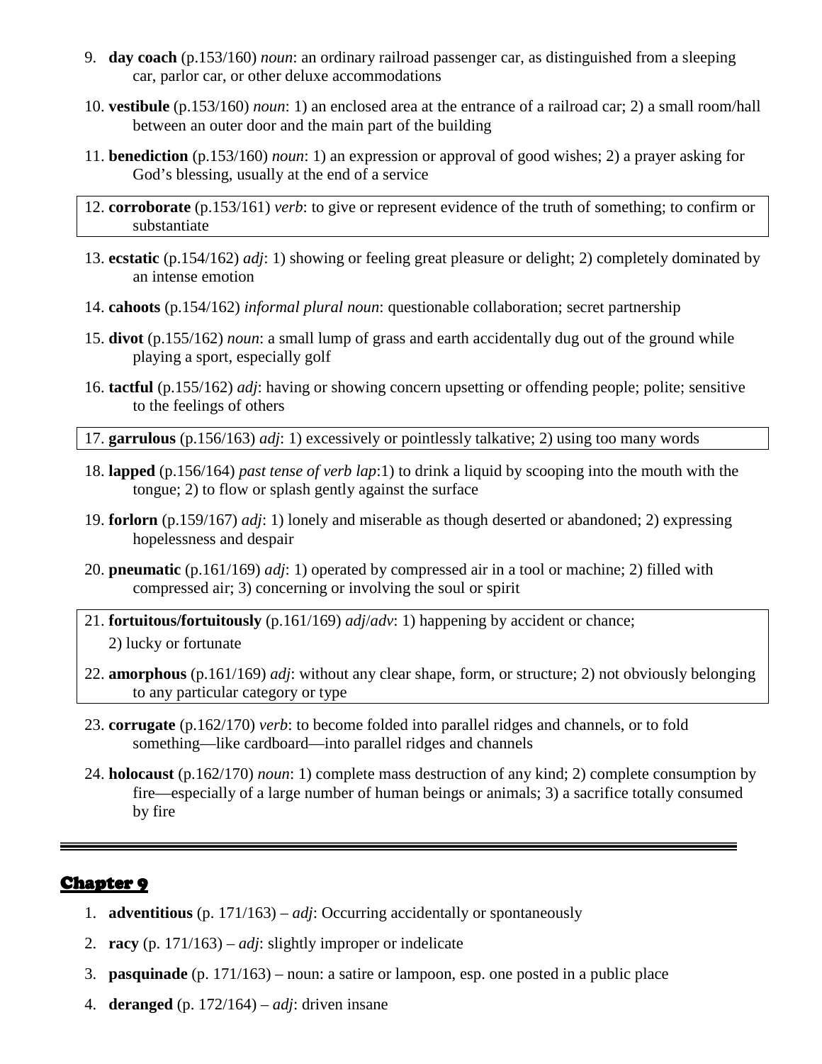9. **day coach** (p.153/160) *noun*: an ordinary railroad passenger car, as distinguished from a sleeping car, parlor car, or other deluxe accommodations

10. **vestibule** (p.153/160) *noun*: 1) an enclosed area at the entrance of a railroad car; 2) a small room/hall between an outer door and the main part of the building

11. **benediction** (p.153/160) *noun*: 1) an expression or approval of good wishes; 2) a prayer asking for God's blessing, usually at the end of a service

12. **corroborate** (p.153/161) *verb*: to give or represent evidence of the truth of something; to confirm or substantiate

13. **ecstatic** (p.154/162) *adj*: 1) showing or feeling great pleasure or delight; 2) completely dominated by an intense emotion

14. **cahoots** (p.154/162) *informal plural noun*: questionable collaboration; secret partnership

15. **divot** (p.155/162) *noun*: a small lump of grass and earth accidentally dug out of the ground while playing a sport, especially golf

16. **tactful** (p.155/162) *adj*: having or showing concern upsetting or offending people; polite; sensitive to the feelings of others

17. **garrulous** (p.156/163) *adj*: 1) excessively or pointlessly talkative; 2) using too many words

18. **lapped** (p.156/164) *past tense of verb lap*:1) to drink a liquid by scooping into the mouth with the tongue; 2) to flow or splash gently against the surface

19. **forlorn** (p.159/167) *adj*: 1) lonely and miserable as though deserted or abandoned; 2) expressing hopelessness and despair

20. **pneumatic** (p.161/169) *adj*: 1) operated by compressed air in a tool or machine; 2) filled with compressed air; 3) concerning or involving the soul or spirit

21. **fortuitous/fortuitously** (p.161/169) *adj*/*adv*: 1) happening by accident or chance; 2) lucky or fortunate

22. **amorphous** (p.161/169) *adj*: without any clear shape, form, or structure; 2) not obviously belonging to any particular category or type

23. **corrugate** (p.162/170) *verb*: to become folded into parallel ridges and channels, or to fold something—like cardboard—into parallel ridges and channels

24. **holocaust** (p.162/170) *noun*: 1) complete mass destruction of any kind; 2) complete consumption by fire—especially of a large number of human beings or animals; 3) a sacrifice totally consumed by fire

---

## Chapter 9

1. **adventitious** (p. 171/163) – *adj*: Occurring accidentally or spontaneously
2. **racy** (p. 171/163) – *adj*: slightly improper or indelicate
3. **pasquinade** (p. 171/163) – noun: a satire or lampoon, esp. one posted in a public place
4. **deranged** (p. 172/164) – *adj*: driven insane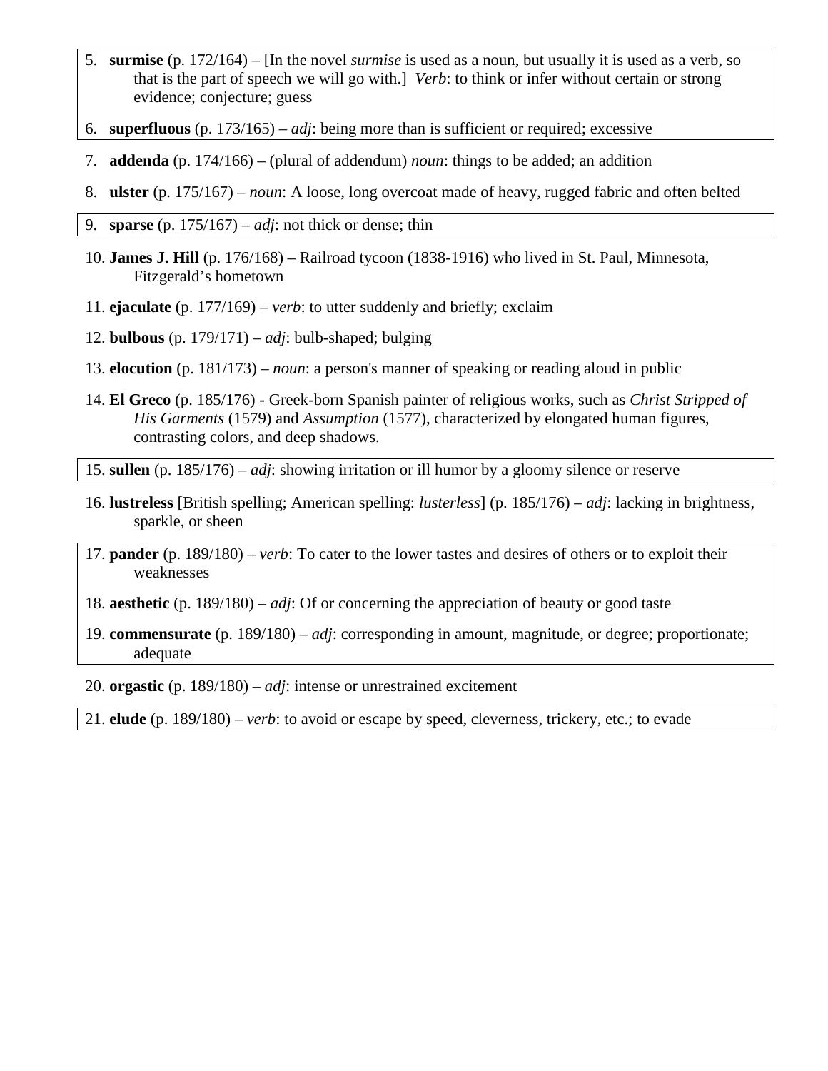5. **surmise** (p. 172/164) – [In the novel *surmise* is used as a noun, but usually it is used as a verb, so that is the part of speech we will go with.] *Verb*: to think or infer without certain or strong evidence; conjecture; guess

6. **superfluous** (p. 173/165) – *adj*: being more than is sufficient or required; excessive

7. **addenda** (p. 174/166) – (plural of addendum) *noun*: things to be added; an addition

8. **ulster** (p. 175/167) – *noun*: A loose, long overcoat made of heavy, rugged fabric and often belted

9. **sparse** (p. 175/167) – *adj*: not thick or dense; thin

10. **James J. Hill** (p. 176/168) – Railroad tycoon (1838-1916) who lived in St. Paul, Minnesota, Fitzgerald's hometown

11. **ejaculate** (p. 177/169) – *verb*: to utter suddenly and briefly; exclaim

12. **bulbous** (p. 179/171) – *adj*: bulb-shaped; bulging

13. **elocution** (p. 181/173) – *noun*: a person's manner of speaking or reading aloud in public

14. **El Greco** (p. 185/176) - Greek-born Spanish painter of religious works, such as *Christ Stripped of His Garments* (1579) and *Assumption* (1577), characterized by elongated human figures, contrasting colors, and deep shadows.

15. **sullen** (p. 185/176) – *adj*: showing irritation or ill humor by a gloomy silence or reserve

16. **lustreless** [British spelling; American spelling: *lusterless*] (p. 185/176) – *adj*: lacking in brightness, sparkle, or sheen

17. **pander** (p. 189/180) – *verb*: To cater to the lower tastes and desires of others or to exploit their weaknesses

18. **aesthetic** (p. 189/180) – *adj*: Of or concerning the appreciation of beauty or good taste

19. **commensurate** (p. 189/180) – *adj*: corresponding in amount, magnitude, or degree; proportionate; adequate

20. **orgastic** (p. 189/180) – *adj*: intense or unrestrained excitement

21. **elude** (p. 189/180) – *verb*: to avoid or escape by speed, cleverness, trickery, etc.; to evade